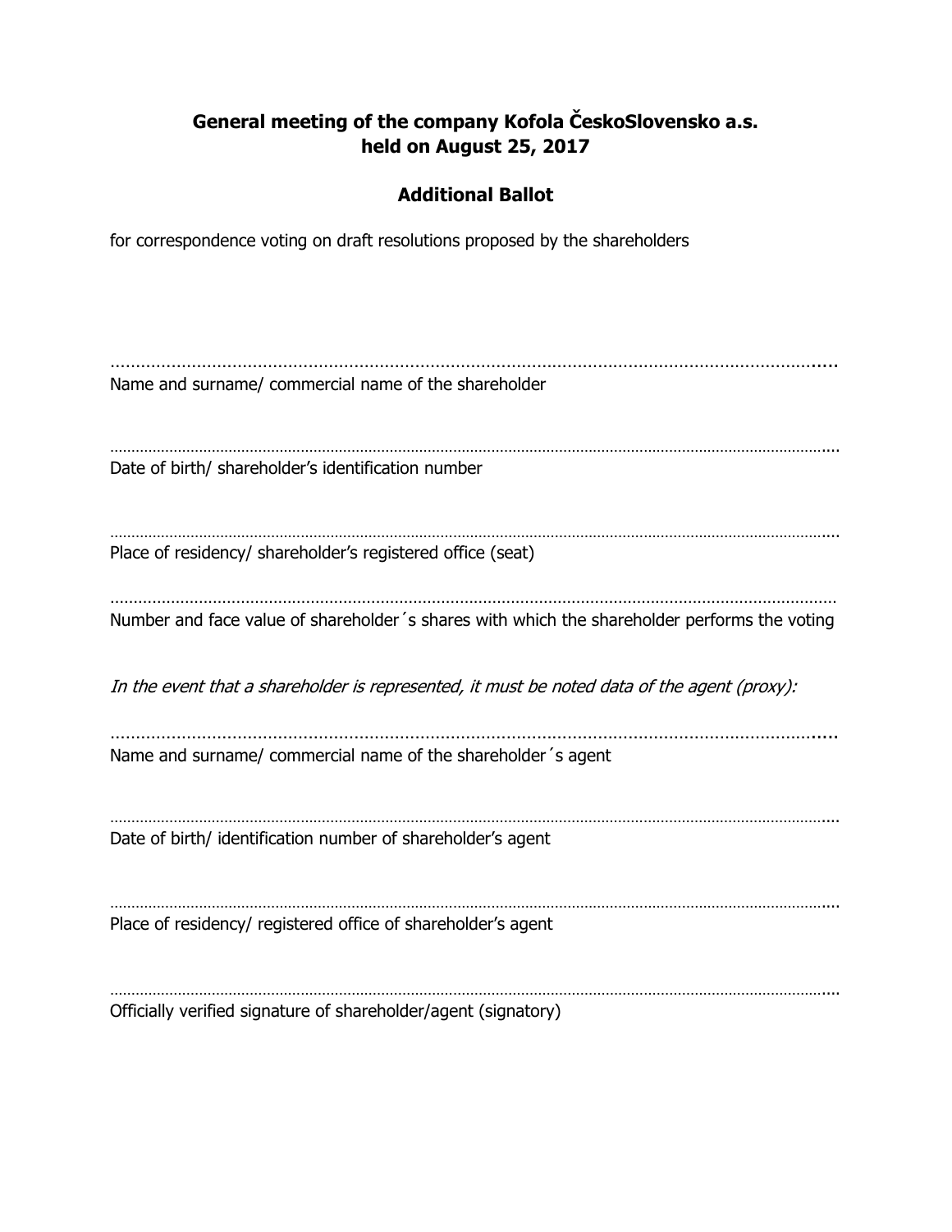# General meeting of the company Kofola ČeskoSlovensko a.s. held on August 25, 2017

## Additional Ballot

for correspondence voting on draft resolutions proposed by the shareholders

.................................................................................................................................................
Name and surname/ commercial name of the shareholder

.................................................................................................................................................
Date of birth/ shareholder's identification number

.................................................................................................................................................
Place of residency/ shareholder's registered office (seat)

.................................................................................................................................................
Number and face value of shareholder´s shares with which the shareholder performs the voting

*In the event that a shareholder is represented, it must be noted data of the agent (proxy):*

.................................................................................................................................................
Name and surname/ commercial name of the shareholder´s agent

.................................................................................................................................................
Date of birth/ identification number of shareholder's agent

.................................................................................................................................................
Place of residency/ registered office of shareholder's agent

.................................................................................................................................................
Officially verified signature of shareholder/agent (signatory)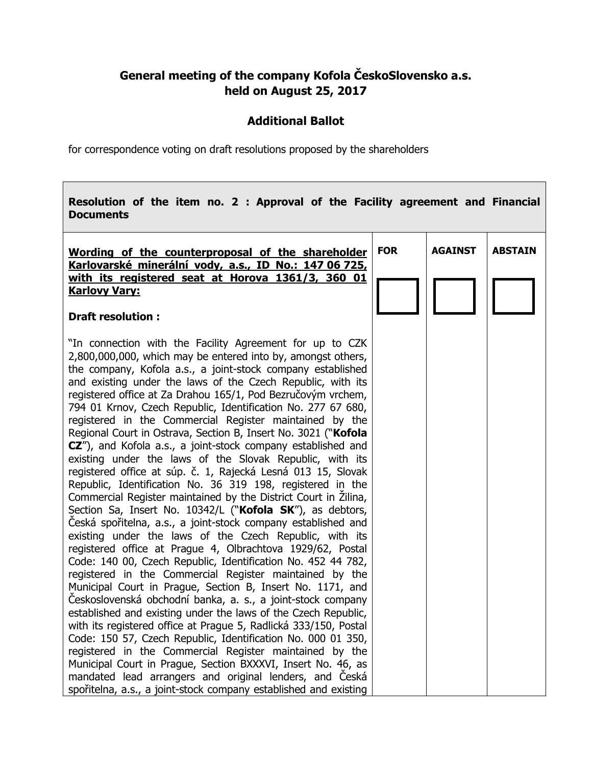## General meeting of the company Kofola ČeskoSlovensko a.s. held on August 25, 2017

## Additional Ballot

for correspondence voting on draft resolutions proposed by the shareholders

| **Resolution of the item no. 2 : Approval of the Facility agreement and Financial Documents** | | | |
|---|---|---|---|
| **Wording of the counterproposal of the shareholder Karlovarské minerální vody, a.s., ID No.: 147 06 725, with its registered seat at Horova 1361/3, 360 01 Karlovy Vary:**<br><br>**Draft resolution :**<br><br>"In connection with the Facility Agreement for up to CZK 2,800,000,000, which may be entered into by, amongst others, the company, Kofola a.s., a joint-stock company established and existing under the laws of the Czech Republic, with its registered office at Za Drahou 165/1, Pod Bezručovým vrchem, 794 01 Krnov, Czech Republic, Identification No. 277 67 680, registered in the Commercial Register maintained by the Regional Court in Ostrava, Section B, Insert No. 3021 ("**Kofola CZ**"), and Kofola a.s., a joint-stock company established and existing under the laws of the Slovak Republic, with its registered office at súp. č. 1, Rajecká Lesná 013 15, Slovak Republic, Identification No. 36 319 198, registered in the Commercial Register maintained by the District Court in Žilina, Section Sa, Insert No. 10342/L ("**Kofola SK**"), as debtors, Česká spořitelna, a.s., a joint-stock company established and existing under the laws of the Czech Republic, with its registered office at Prague 4, Olbrachtova 1929/62, Postal Code: 140 00, Czech Republic, Identification No. 452 44 782, registered in the Commercial Register maintained by the Municipal Court in Prague, Section B, Insert No. 1171, and Československá obchodní banka, a. s., a joint-stock company established and existing under the laws of the Czech Republic, with its registered office at Prague 5, Radlická 333/150, Postal Code: 150 57, Czech Republic, Identification No. 000 01 350, registered in the Commercial Register maintained by the Municipal Court in Prague, Section BXXXVI, Insert No. 46, as mandated lead arrangers and original lenders, and Česká spořitelna, a.s., a joint-stock company established and existing | **FOR**<br><br>☐ | **AGAINST**<br><br>☐ | **ABSTAIN**<br><br>☐ |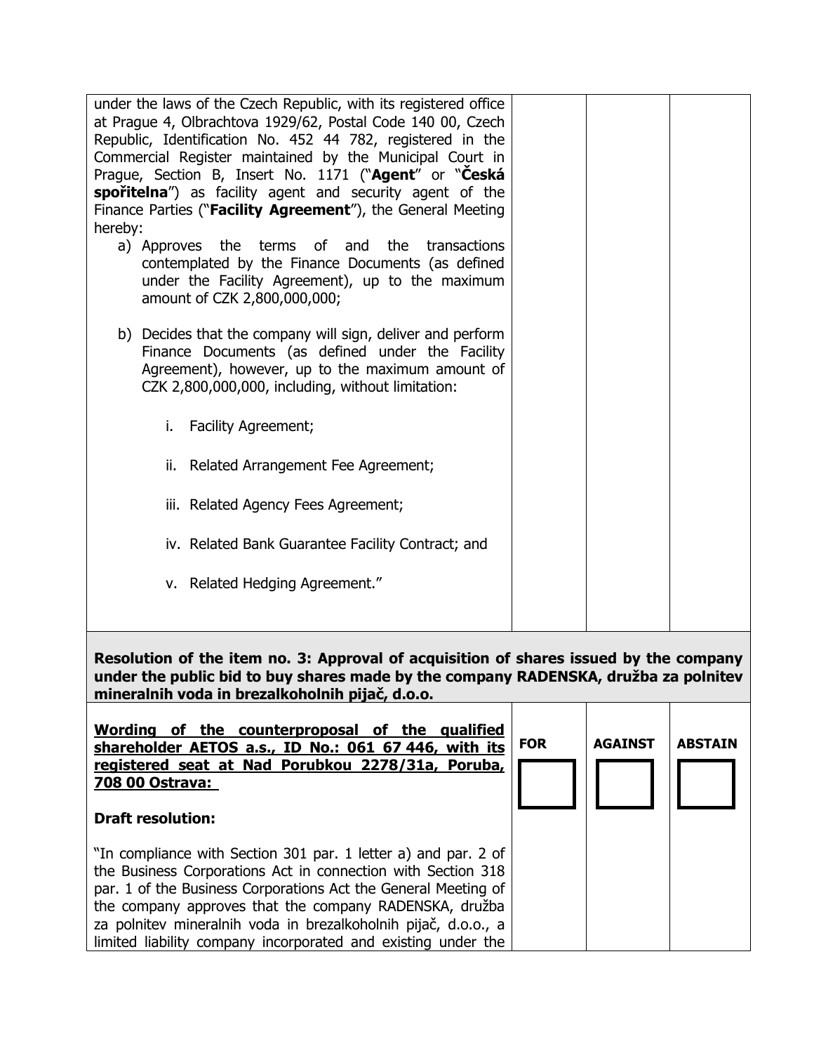| | | | |
|---|---|---|---|
| under the laws of the Czech Republic, with its registered office at Prague 4, Olbrachtova 1929/62, Postal Code 140 00, Czech Republic, Identification No. 452 44 782, registered in the Commercial Register maintained by the Municipal Court in Prague, Section B, Insert No. 1171 ("**Agent**" or "**Česká spořitelna**") as facility agent and security agent of the Finance Parties ("**Facility Agreement**"), the General Meeting hereby:<br>a) Approves the terms of and the transactions contemplated by the Finance Documents (as defined under the Facility Agreement), up to the maximum amount of CZK 2,800,000,000;<br>b) Decides that the company will sign, deliver and perform Finance Documents (as defined under the Facility Agreement), however, up to the maximum amount of CZK 2,800,000,000, including, without limitation:<br>i. Facility Agreement;<br>ii. Related Arrangement Fee Agreement;<br>iii. Related Agency Fees Agreement;<br>iv. Related Bank Guarantee Facility Contract; and<br>v. Related Hedging Agreement." | | | |

**Resolution of the item no. 3: Approval of acquisition of shares issued by the company under the public bid to buy shares made by the company RADENSKA, družba za polnitev mineralnih voda in brezalkoholnih pijač, d.o.o.**

| **Wording of the counterproposal of the qualified shareholder AETOS a.s., ID No.: 061 67 446, with its registered seat at Nad Porubkou 2278/31a, Poruba, 708 00 Ostrava:** | **FOR** | **AGAINST** | **ABSTAIN** |
|---|---|---|---|
| **Draft resolution:**<br>"In compliance with Section 301 par. 1 letter a) and par. 2 of the Business Corporations Act in connection with Section 318 par. 1 of the Business Corporations Act the General Meeting of the company approves that the company RADENSKA, družba za polnitev mineralnih voda in brezalkoholnih pijač, d.o.o., a limited liability company incorporated and existing under the | ☐ | ☐ | ☐ |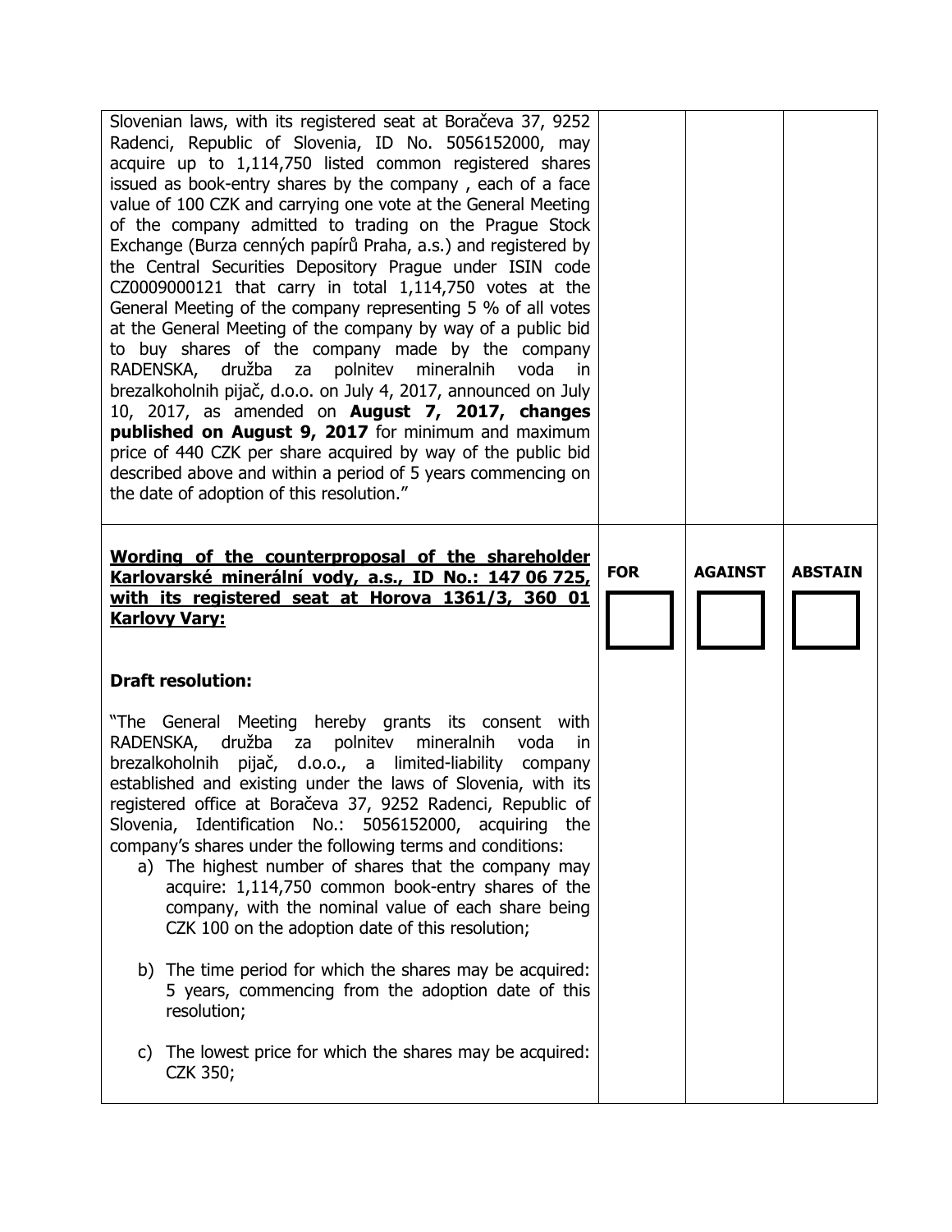| | | | |
|---|---|---|---|
| Slovenian laws, with its registered seat at Boračeva 37, 9252 Radenci, Republic of Slovenia, ID No. 5056152000, may acquire up to 1,114,750 listed common registered shares issued as book-entry shares by the company , each of a face value of 100 CZK and carrying one vote at the General Meeting of the company admitted to trading on the Prague Stock Exchange (Burza cenných papírů Praha, a.s.) and registered by the Central Securities Depository Prague under ISIN code CZ0009000121 that carry in total 1,114,750 votes at the General Meeting of the company representing 5 % of all votes at the General Meeting of the company by way of a public bid to buy shares of the company made by the company RADENSKA, družba za polnitev mineralnih voda in brezalkoholnih pijač, d.o.o. on July 4, 2017, announced on July 10, 2017, as amended on **August 7, 2017, changes published on August 9, 2017** for minimum and maximum price of 440 CZK per share acquired by way of the public bid described above and within a period of 5 years commencing on the date of adoption of this resolution." | | | |
| **Wording of the counterproposal of the shareholder Karlovarské minerální vody, a.s., ID No.: 147 06 725, with its registered seat at Horova 1361/3, 360 01 Karlovy Vary:**<br><br>**Draft resolution:**<br><br>"The General Meeting hereby grants its consent with RADENSKA, družba za polnitev mineralnih voda in brezalkoholnih pijač, d.o.o., a limited-liability company established and existing under the laws of Slovenia, with its registered office at Boračeva 37, 9252 Radenci, Republic of Slovenia, Identification No.: 5056152000, acquiring the company's shares under the following terms and conditions:<br>a) The highest number of shares that the company may acquire: 1,114,750 common book-entry shares of the company, with the nominal value of each share being CZK 100 on the adoption date of this resolution;<br><br>b) The time period for which the shares may be acquired: 5 years, commencing from the adoption date of this resolution;<br><br>c) The lowest price for which the shares may be acquired: CZK 350; | **FOR**<br>☐ | **AGAINST**<br>☐ | **ABSTAIN**<br>☐ |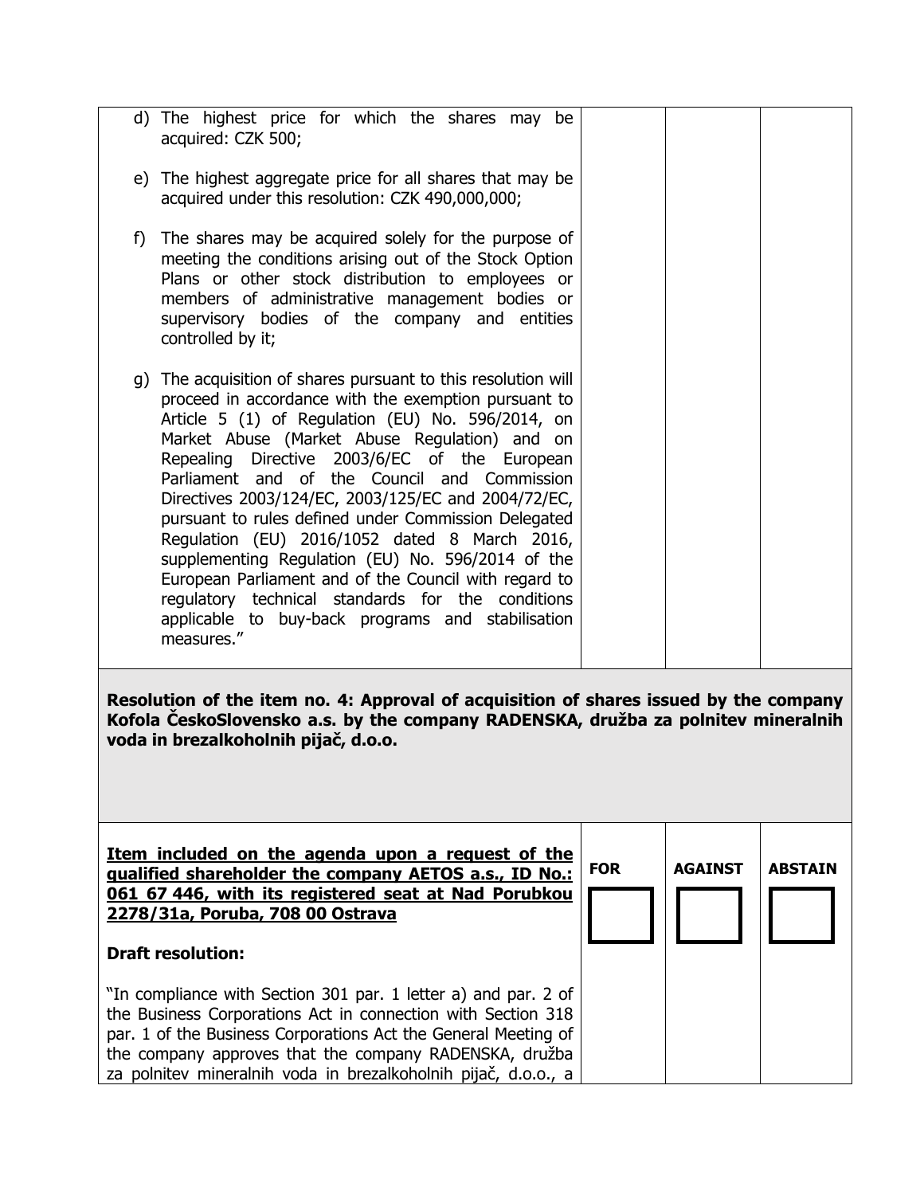| | | | |
|---|---|---|---|
| d) The highest price for which the shares may be acquired: CZK 500;<br><br>e) The highest aggregate price for all shares that may be acquired under this resolution: CZK 490,000,000;<br><br>f) The shares may be acquired solely for the purpose of meeting the conditions arising out of the Stock Option Plans or other stock distribution to employees or members of administrative management bodies or supervisory bodies of the company and entities controlled by it;<br><br>g) The acquisition of shares pursuant to this resolution will proceed in accordance with the exemption pursuant to Article 5 (1) of Regulation (EU) No. 596/2014, on Market Abuse (Market Abuse Regulation) and on Repealing Directive 2003/6/EC of the European Parliament and of the Council and Commission Directives 2003/124/EC, 2003/125/EC and 2004/72/EC, pursuant to rules defined under Commission Delegated Regulation (EU) 2016/1052 dated 8 March 2016, supplementing Regulation (EU) No. 596/2014 of the European Parliament and of the Council with regard to regulatory technical standards for the conditions applicable to buy-back programs and stabilisation measures." | | | |

**Resolution of the item no. 4: Approval of acquisition of shares issued by the company Kofola ČeskoSlovensko a.s. by the company RADENSKA, družba za polnitev mineralnih voda in brezalkoholnih pijač, d.o.o.**

| | | | |
|---|---|---|---|
| **Item included on the agenda upon a request of the qualified shareholder the company AETOS a.s., ID No.: 061 67 446, with its registered seat at Nad Porubkou 2278/31a, Poruba, 708 00 Ostrava**<br><br>**Draft resolution:**<br><br>"In compliance with Section 301 par. 1 letter a) and par. 2 of the Business Corporations Act in connection with Section 318 par. 1 of the Business Corporations Act the General Meeting of the company approves that the company RADENSKA, družba za polnitev mineralnih voda in brezalkoholnih pijač, d.o.o., a | **FOR** ☐ | **AGAINST** ☐ | **ABSTAIN** ☐ |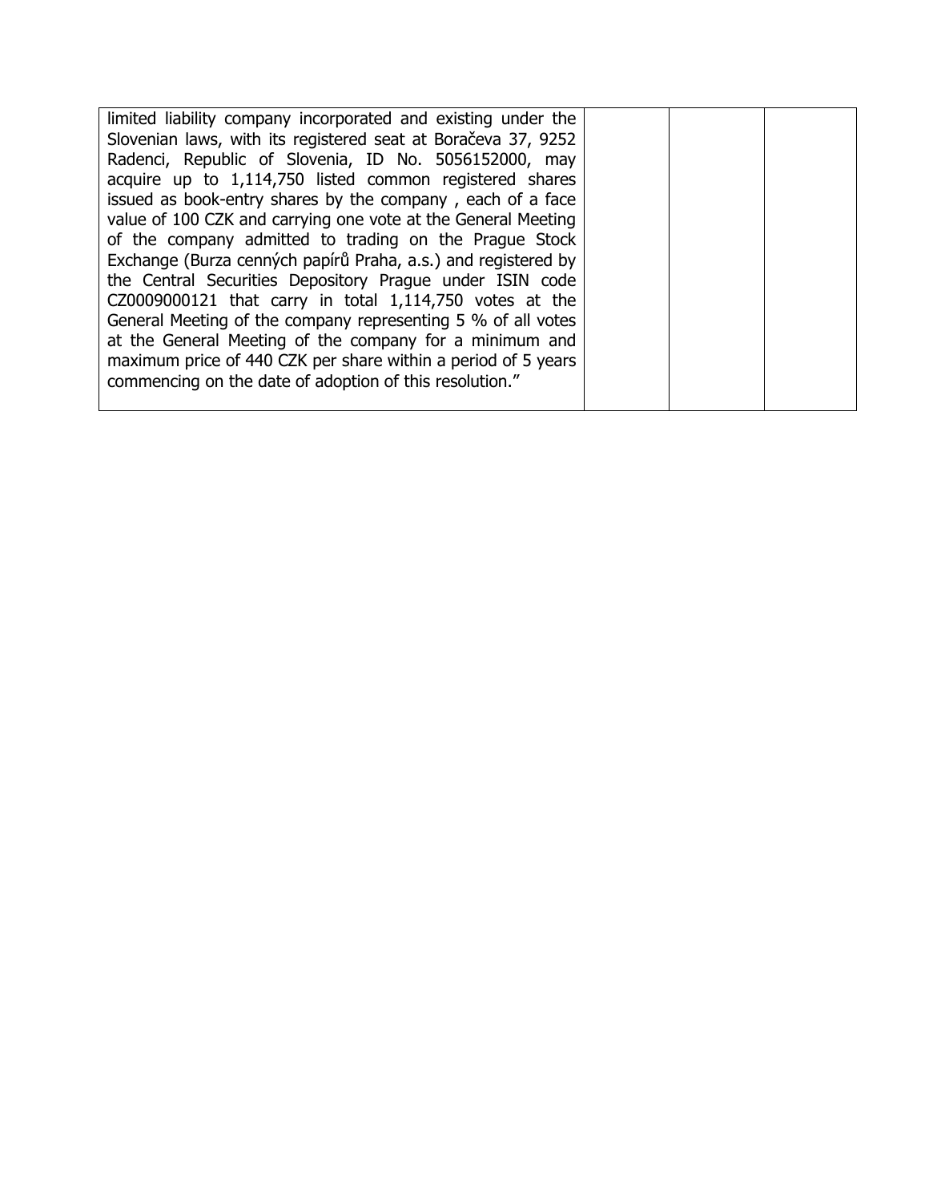| | | | |
|---|---|---|---|
| limited liability company incorporated and existing under the Slovenian laws, with its registered seat at Boračeva 37, 9252 Radenci, Republic of Slovenia, ID No. 5056152000, may acquire up to 1,114,750 listed common registered shares issued as book-entry shares by the company , each of a face value of 100 CZK and carrying one vote at the General Meeting of the company admitted to trading on the Prague Stock Exchange (Burza cenných papírů Praha, a.s.) and registered by the Central Securities Depository Prague under ISIN code CZ0009000121 that carry in total 1,114,750 votes at the General Meeting of the company representing 5 % of all votes at the General Meeting of the company for a minimum and maximum price of 440 CZK per share within a period of 5 years commencing on the date of adoption of this resolution." | | | |